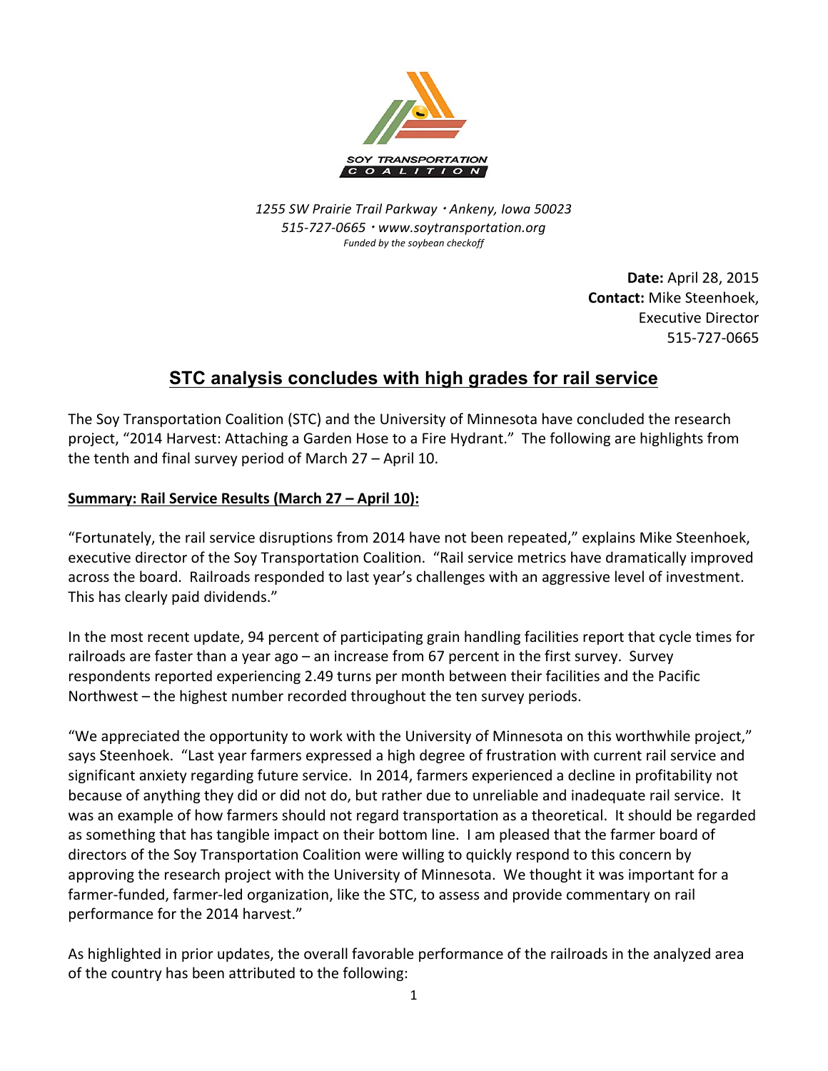SOY TRANSPORTATION COALITION

*1255 SW Prairie Trail Parkway • Ankeny, Iowa 50023*
*515-727-0665 • www.soytransportation.org*
*Funded by the soybean checkoff*

**Date:** April 28, 2015
**Contact:** Mike Steenhoek, Executive Director
515-727-0665

# STC analysis concludes with high grades for rail service

The Soy Transportation Coalition (STC) and the University of Minnesota have concluded the research project, "2014 Harvest: Attaching a Garden Hose to a Fire Hydrant." The following are highlights from the tenth and final survey period of March 27 – April 10.

**Summary: Rail Service Results (March 27 – April 10):**

"Fortunately, the rail service disruptions from 2014 have not been repeated," explains Mike Steenhoek, executive director of the Soy Transportation Coalition. "Rail service metrics have dramatically improved across the board. Railroads responded to last year's challenges with an aggressive level of investment. This has clearly paid dividends."

In the most recent update, 94 percent of participating grain handling facilities report that cycle times for railroads are faster than a year ago – an increase from 67 percent in the first survey. Survey respondents reported experiencing 2.49 turns per month between their facilities and the Pacific Northwest – the highest number recorded throughout the ten survey periods.

"We appreciated the opportunity to work with the University of Minnesota on this worthwhile project," says Steenhoek. "Last year farmers expressed a high degree of frustration with current rail service and significant anxiety regarding future service. In 2014, farmers experienced a decline in profitability not because of anything they did or did not do, but rather due to unreliable and inadequate rail service. It was an example of how farmers should not regard transportation as a theoretical. It should be regarded as something that has tangible impact on their bottom line. I am pleased that the farmer board of directors of the Soy Transportation Coalition were willing to quickly respond to this concern by approving the research project with the University of Minnesota. We thought it was important for a farmer-funded, farmer-led organization, like the STC, to assess and provide commentary on rail performance for the 2014 harvest."

As highlighted in prior updates, the overall favorable performance of the railroads in the analyzed area of the country has been attributed to the following: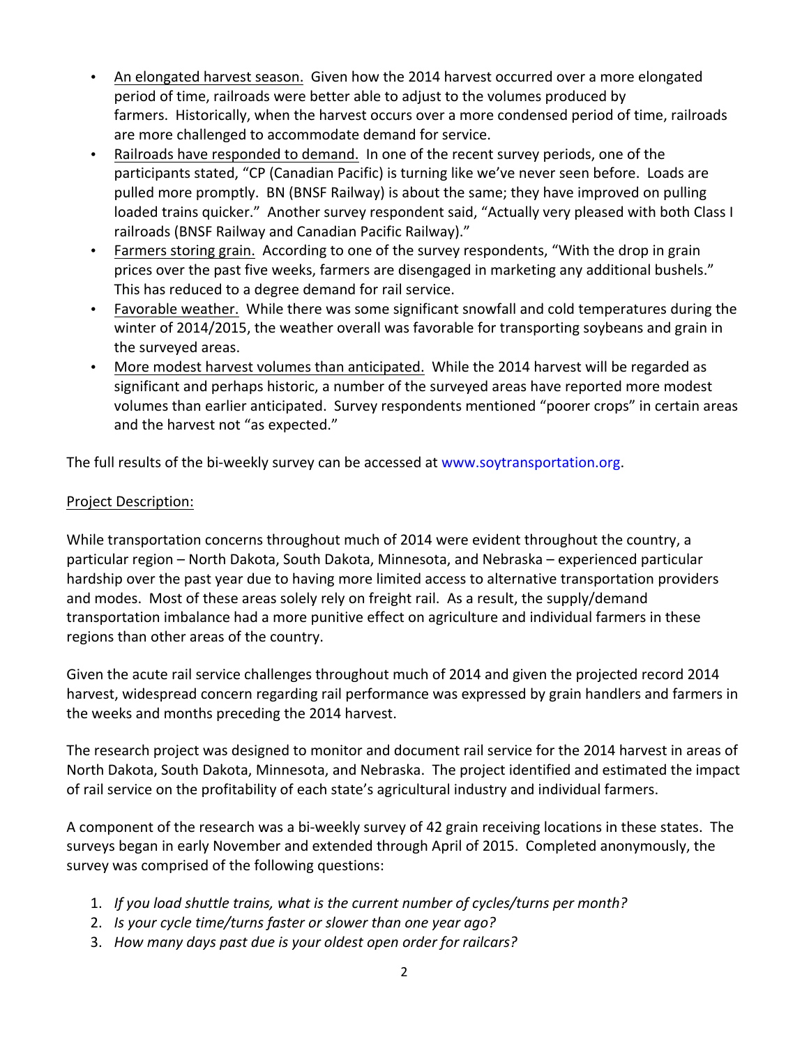- An elongated harvest season. Given how the 2014 harvest occurred over a more elongated period of time, railroads were better able to adjust to the volumes produced by farmers. Historically, when the harvest occurs over a more condensed period of time, railroads are more challenged to accommodate demand for service.
- Railroads have responded to demand. In one of the recent survey periods, one of the participants stated, "CP (Canadian Pacific) is turning like we've never seen before. Loads are pulled more promptly. BN (BNSF Railway) is about the same; they have improved on pulling loaded trains quicker." Another survey respondent said, "Actually very pleased with both Class I railroads (BNSF Railway and Canadian Pacific Railway)."
- Farmers storing grain. According to one of the survey respondents, "With the drop in grain prices over the past five weeks, farmers are disengaged in marketing any additional bushels." This has reduced to a degree demand for rail service.
- Favorable weather. While there was some significant snowfall and cold temperatures during the winter of 2014/2015, the weather overall was favorable for transporting soybeans and grain in the surveyed areas.
- More modest harvest volumes than anticipated. While the 2014 harvest will be regarded as significant and perhaps historic, a number of the surveyed areas have reported more modest volumes than earlier anticipated. Survey respondents mentioned "poorer crops" in certain areas and the harvest not "as expected."

The full results of the bi-weekly survey can be accessed at www.soytransportation.org.

## Project Description:

While transportation concerns throughout much of 2014 were evident throughout the country, a particular region – North Dakota, South Dakota, Minnesota, and Nebraska – experienced particular hardship over the past year due to having more limited access to alternative transportation providers and modes. Most of these areas solely rely on freight rail. As a result, the supply/demand transportation imbalance had a more punitive effect on agriculture and individual farmers in these regions than other areas of the country.

Given the acute rail service challenges throughout much of 2014 and given the projected record 2014 harvest, widespread concern regarding rail performance was expressed by grain handlers and farmers in the weeks and months preceding the 2014 harvest.

The research project was designed to monitor and document rail service for the 2014 harvest in areas of North Dakota, South Dakota, Minnesota, and Nebraska. The project identified and estimated the impact of rail service on the profitability of each state's agricultural industry and individual farmers.

A component of the research was a bi-weekly survey of 42 grain receiving locations in these states. The surveys began in early November and extended through April of 2015. Completed anonymously, the survey was comprised of the following questions:

1. *If you load shuttle trains, what is the current number of cycles/turns per month?*
2. *Is your cycle time/turns faster or slower than one year ago?*
3. *How many days past due is your oldest open order for railcars?*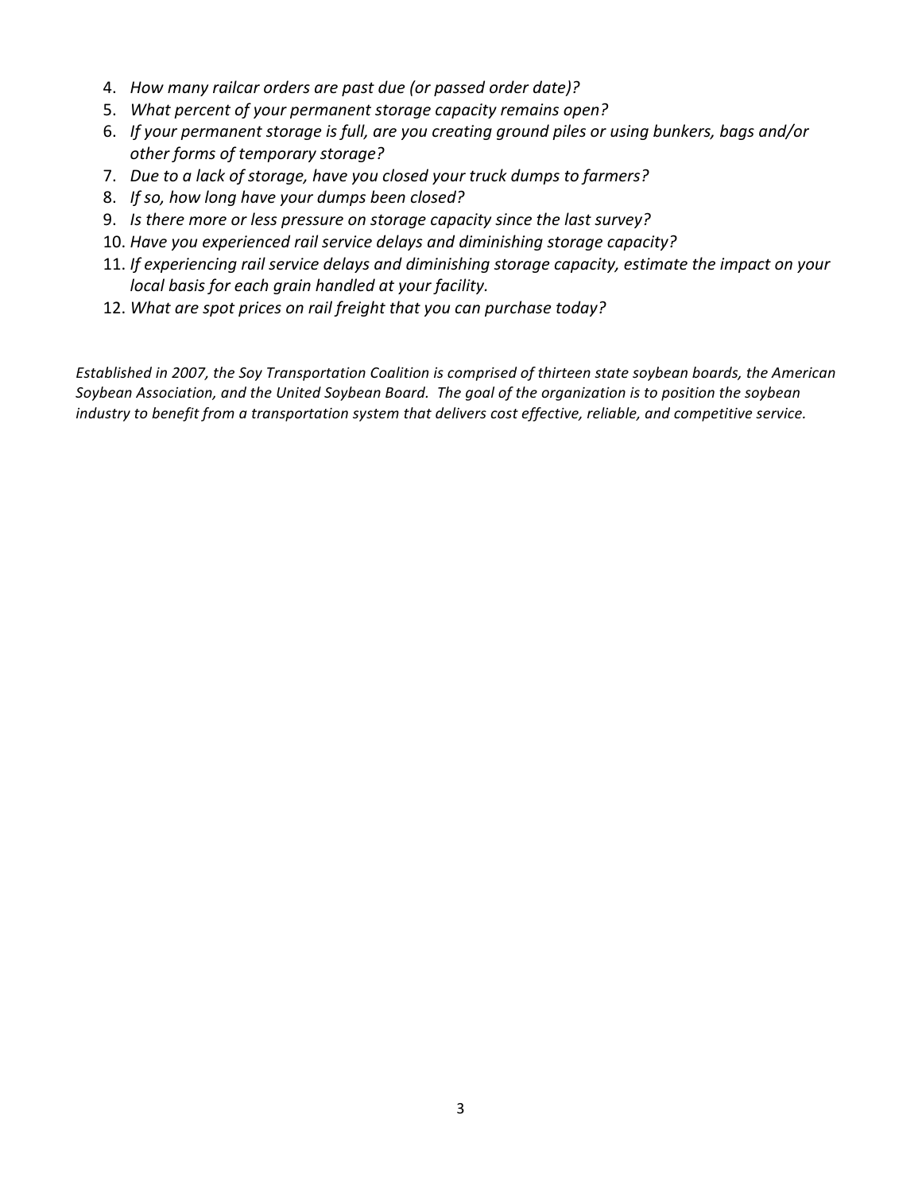4. *How many railcar orders are past due (or passed order date)?*
5. *What percent of your permanent storage capacity remains open?*
6. *If your permanent storage is full, are you creating ground piles or using bunkers, bags and/or other forms of temporary storage?*
7. *Due to a lack of storage, have you closed your truck dumps to farmers?*
8. *If so, how long have your dumps been closed?*
9. *Is there more or less pressure on storage capacity since the last survey?*
10. *Have you experienced rail service delays and diminishing storage capacity?*
11. *If experiencing rail service delays and diminishing storage capacity, estimate the impact on your local basis for each grain handled at your facility.*
12. *What are spot prices on rail freight that you can purchase today?*

*Established in 2007, the Soy Transportation Coalition is comprised of thirteen state soybean boards, the American Soybean Association, and the United Soybean Board. The goal of the organization is to position the soybean industry to benefit from a transportation system that delivers cost effective, reliable, and competitive service.*